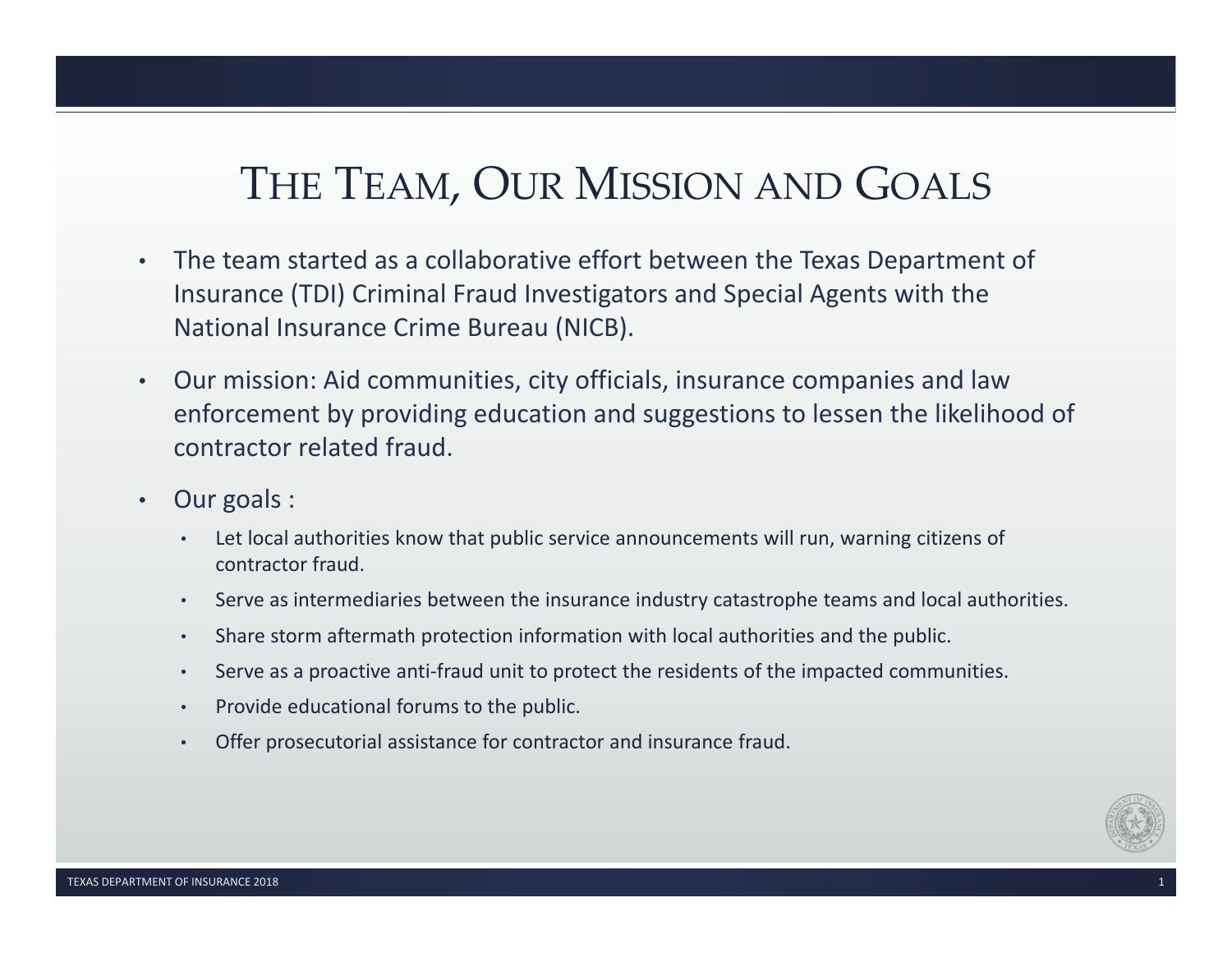# The Team, Our Mission and Goals

- The team started as a collaborative effort between the Texas Department of Insurance (TDI) Criminal Fraud Investigators and Special Agents with the National Insurance Crime Bureau (NICB).
- Our mission: Aid communities, city officials, insurance companies and law enforcement by providing education and suggestions to lessen the likelihood of contractor related fraud.
- Our goals :
  - Let local authorities know that public service announcements will run, warning citizens of contractor fraud.
  - Serve as intermediaries between the insurance industry catastrophe teams and local authorities.
  - Share storm aftermath protection information with local authorities and the public.
  - Serve as a proactive anti-fraud unit to protect the residents of the impacted communities.
  - Provide educational forums to the public.
  - Offer prosecutorial assistance for contractor and insurance fraud.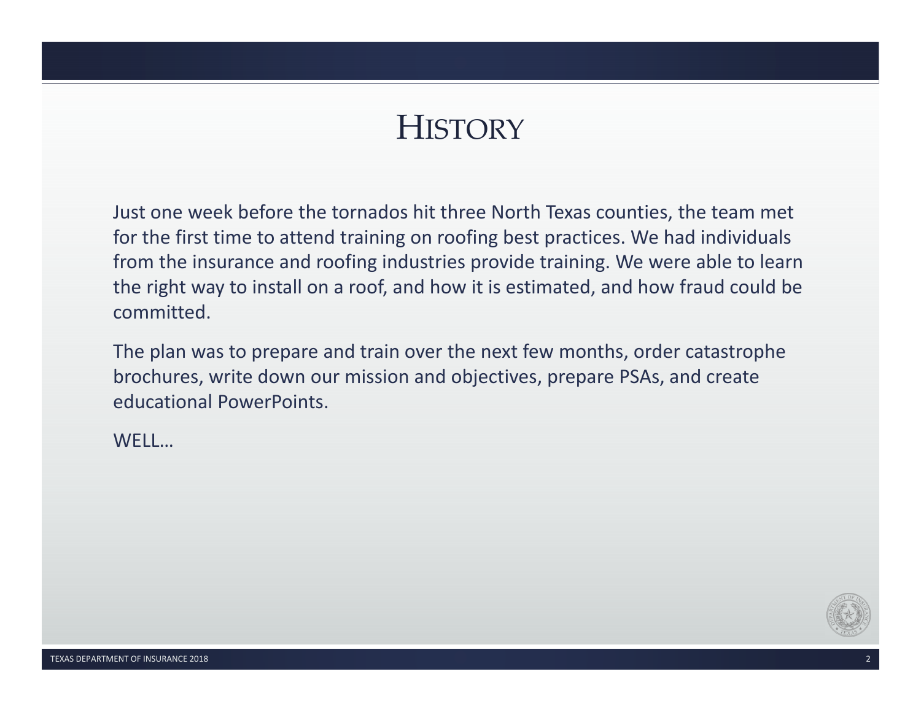# History

Just one week before the tornados hit three North Texas counties, the team met for the first time to attend training on roofing best practices. We had individuals from the insurance and roofing industries provide training. We were able to learn the right way to install on a roof, and how it is estimated, and how fraud could be committed.

The plan was to prepare and train over the next few months, order catastrophe brochures, write down our mission and objectives, prepare PSAs, and create educational PowerPoints.

WELL…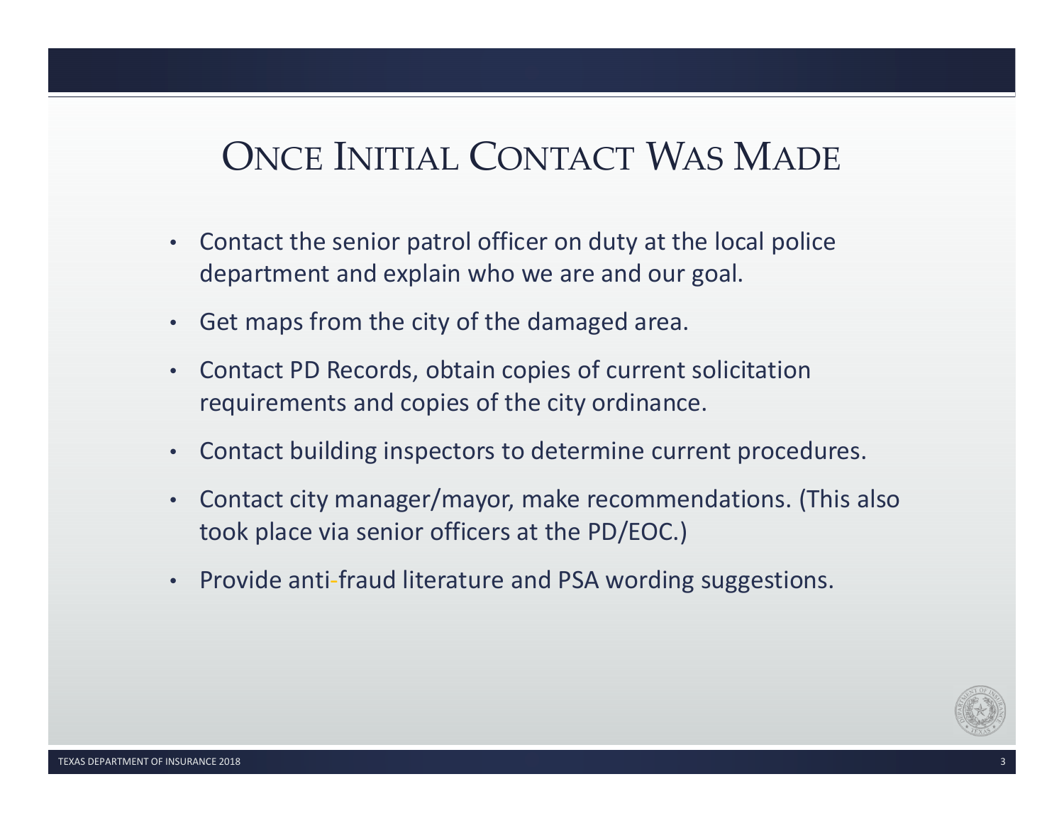# Once Initial Contact Was Made

- Contact the senior patrol officer on duty at the local police department and explain who we are and our goal.
- Get maps from the city of the damaged area.
- Contact PD Records, obtain copies of current solicitation requirements and copies of the city ordinance.
- Contact building inspectors to determine current procedures.
- Contact city manager/mayor, make recommendations. (This also took place via senior officers at the PD/EOC.)
- Provide anti-fraud literature and PSA wording suggestions.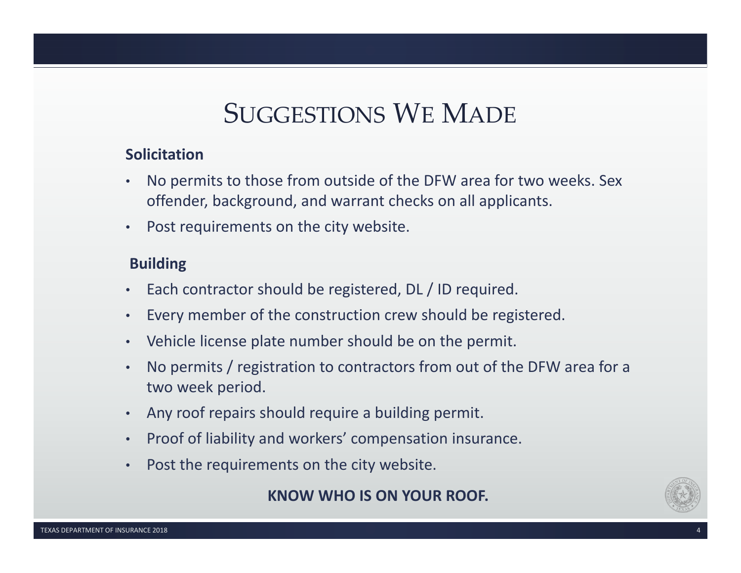# Suggestions We Made

**Solicitation**

- No permits to those from outside of the DFW area for two weeks. Sex offender, background, and warrant checks on all applicants.
- Post requirements on the city website.

**Building**

- Each contractor should be registered, DL / ID required.
- Every member of the construction crew should be registered.
- Vehicle license plate number should be on the permit.
- No permits / registration to contractors from out of the DFW area for a two week period.
- Any roof repairs should require a building permit.
- Proof of liability and workers' compensation insurance.
- Post the requirements on the city website.

**KNOW WHO IS ON YOUR ROOF.**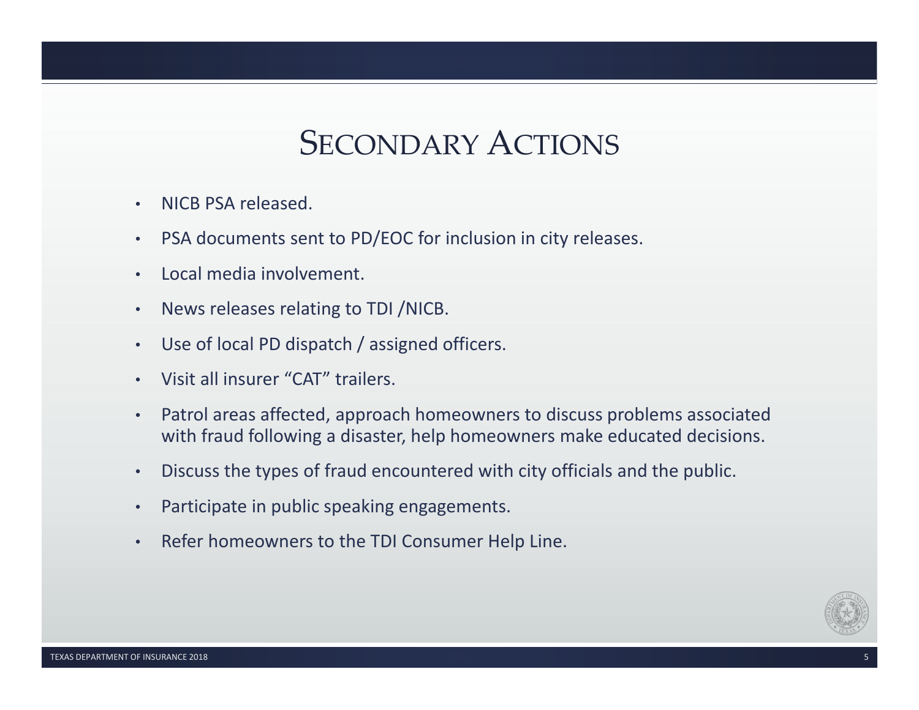# Secondary Actions

- NICB PSA released.
- PSA documents sent to PD/EOC for inclusion in city releases.
- Local media involvement.
- News releases relating to TDI /NICB.
- Use of local PD dispatch / assigned officers.
- Visit all insurer "CAT" trailers.
- Patrol areas affected, approach homeowners to discuss problems associated with fraud following a disaster, help homeowners make educated decisions.
- Discuss the types of fraud encountered with city officials and the public.
- Participate in public speaking engagements.
- Refer homeowners to the TDI Consumer Help Line.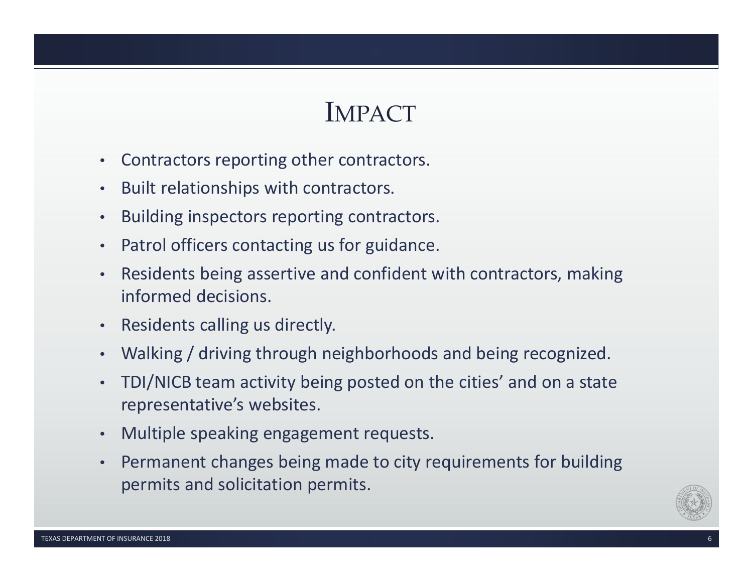# Impact

- Contractors reporting other contractors.
- Built relationships with contractors.
- Building inspectors reporting contractors.
- Patrol officers contacting us for guidance.
- Residents being assertive and confident with contractors, making informed decisions.
- Residents calling us directly.
- Walking / driving through neighborhoods and being recognized.
- TDI/NICB team activity being posted on the cities' and on a state representative's websites.
- Multiple speaking engagement requests.
- Permanent changes being made to city requirements for building permits and solicitation permits.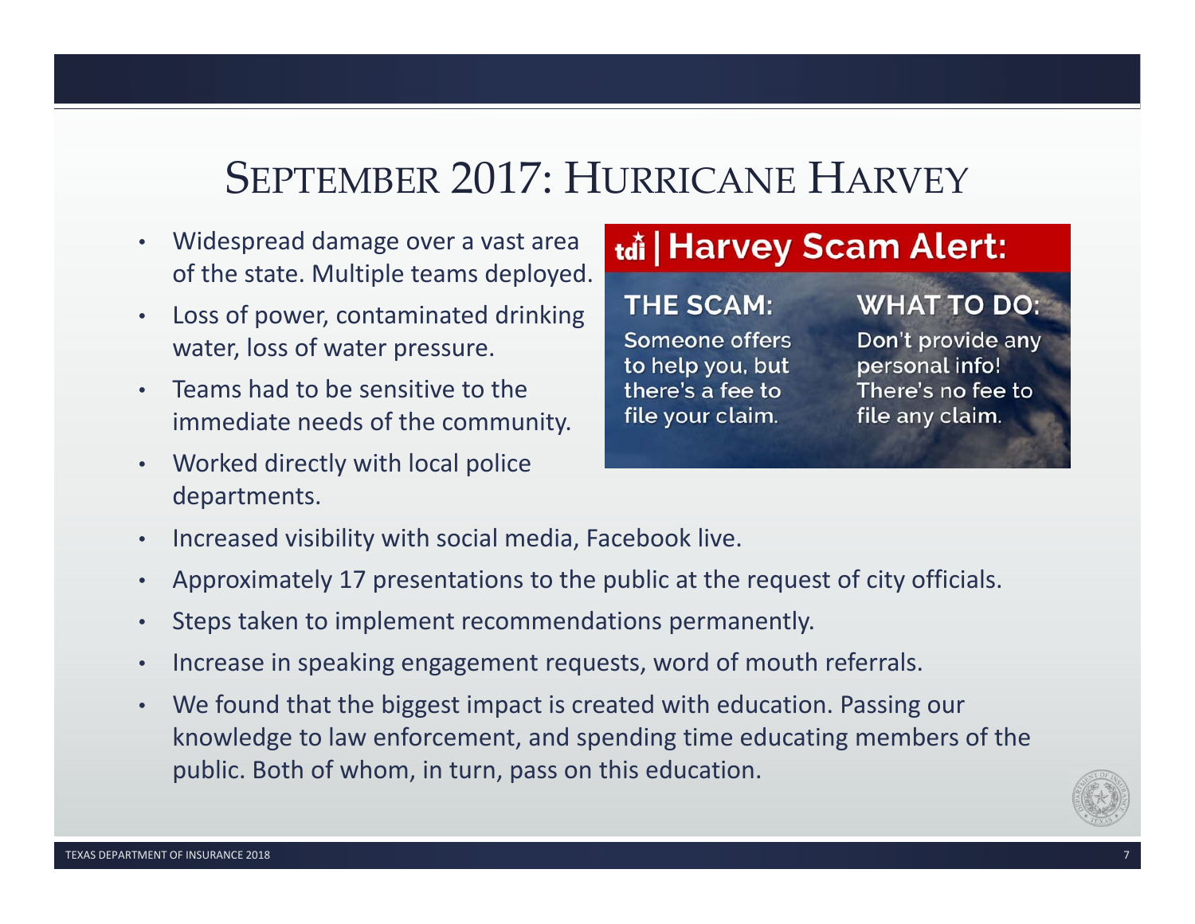# September 2017: Hurricane Harvey

- Widespread damage over a vast area of the state. Multiple teams deployed.
- Loss of power, contaminated drinking water, loss of water pressure.
- Teams had to be sensitive to the immediate needs of the community.
- Worked directly with local police departments.

**tdi | Harvey Scam Alert:**

**THE SCAM:** Someone offers to help you, but there's a fee to file your claim.

**WHAT TO DO:** Don't provide any personal info! There's no fee to file any claim.

- Increased visibility with social media, Facebook live.
- Approximately 17 presentations to the public at the request of city officials.
- Steps taken to implement recommendations permanently.
- Increase in speaking engagement requests, word of mouth referrals.
- We found that the biggest impact is created with education. Passing our knowledge to law enforcement, and spending time educating members of the public. Both of whom, in turn, pass on this education.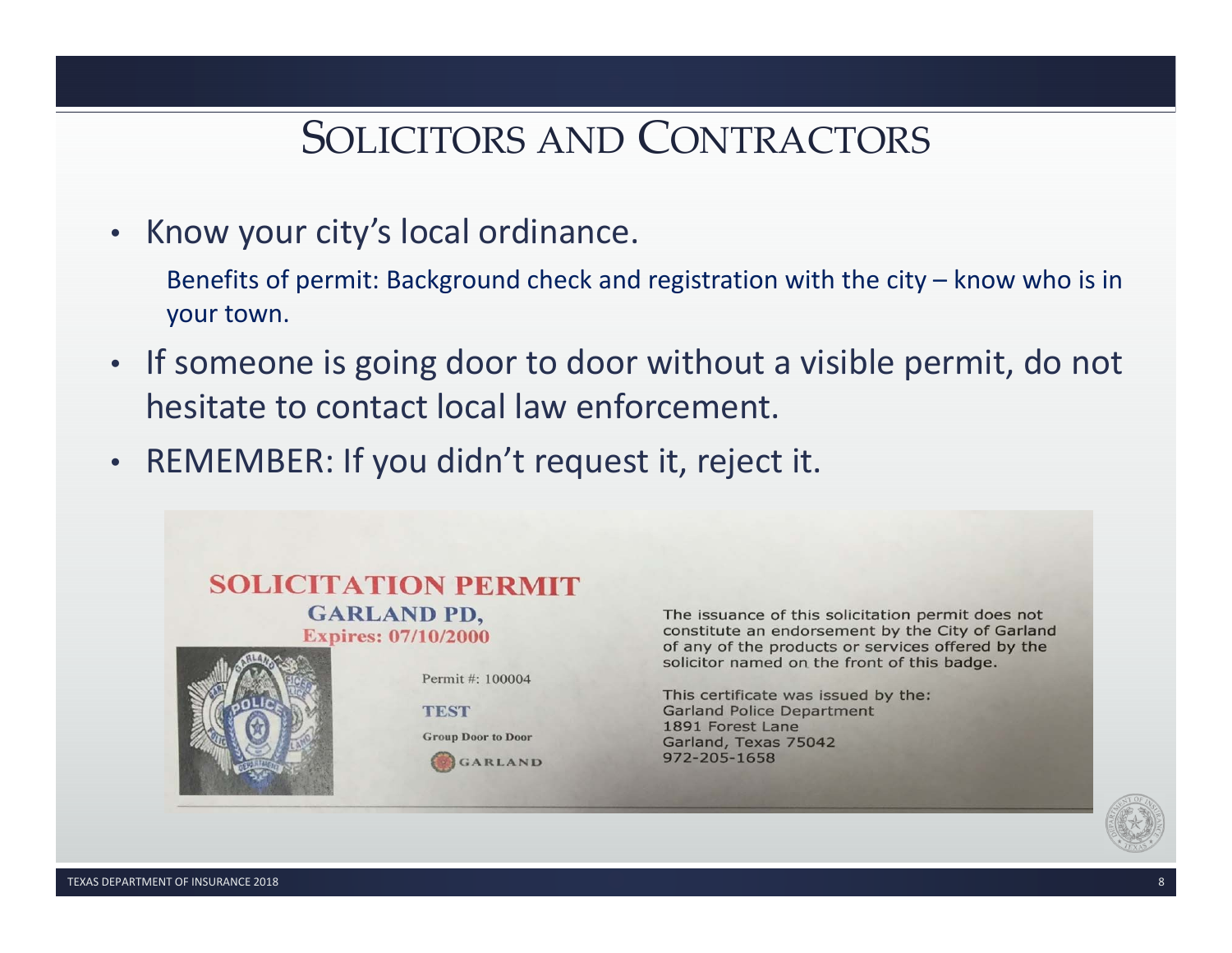# Solicitors and Contractors

- Know your city's local ordinance.

  Benefits of permit: Background check and registration with the city – know who is in your town.

- If someone is going door to door without a visible permit, do not hesitate to contact local law enforcement.
- REMEMBER: If you didn't request it, reject it.

**SOLICITATION PERMIT**

**GARLAND PD,**

**Expires: 07/10/2000**

Permit #: 100004

**TEST**

**Group Door to Door**

GARLAND

The issuance of this solicitation permit does not constitute an endorsement by the City of Garland of any of the products or services offered by the solicitor named on the front of this badge.

This certificate was issued by the:
Garland Police Department
1891 Forest Lane
Garland, Texas 75042
972-205-1658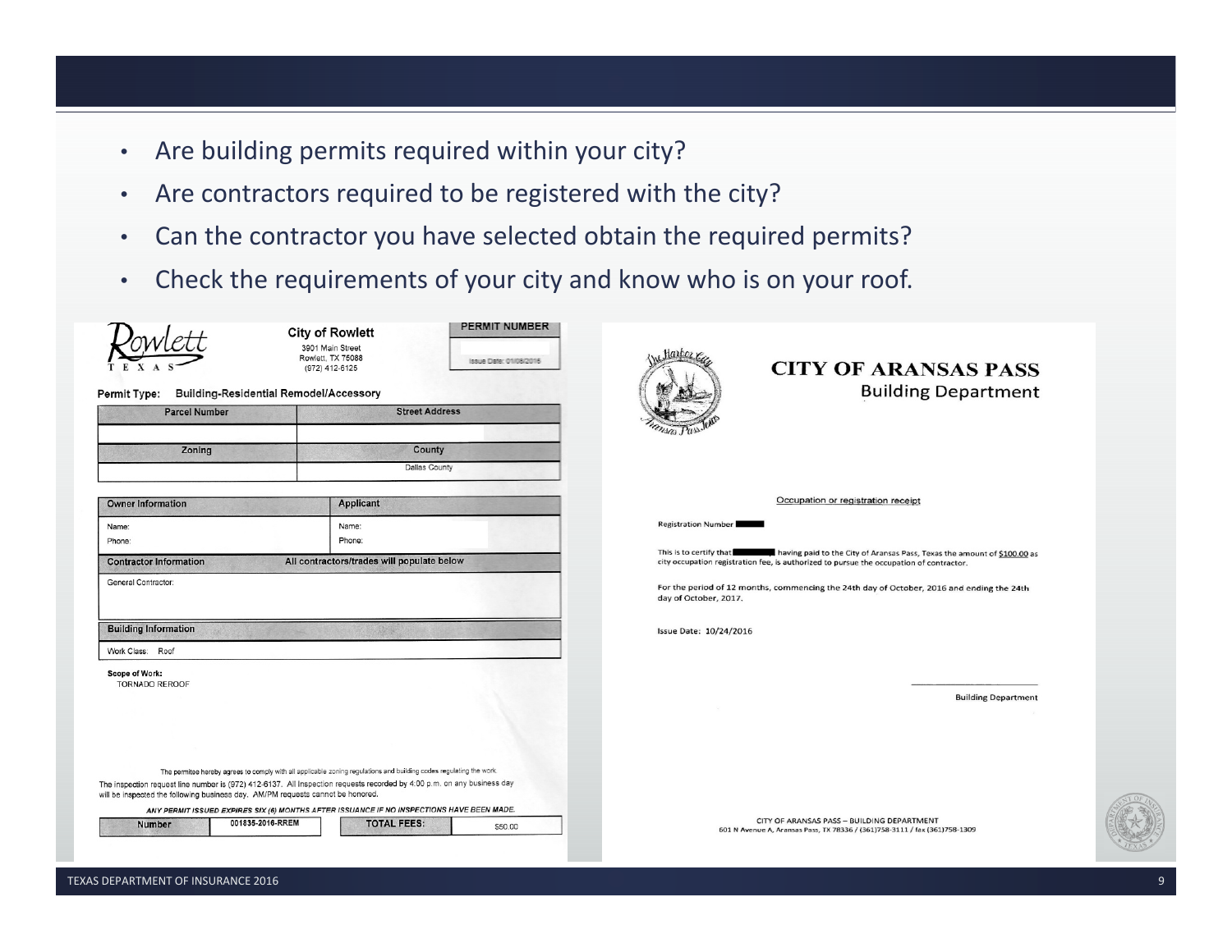- Are building permits required within your city?
- Are contractors required to be registered with the city?
- Can the contractor you have selected obtain the required permits?
- Check the requirements of your city and know who is on your roof.

**Rowlett TEXAS**

**City of Rowlett**
3901 Main Street
Rowlett, TX 75088
(972) 412-6125

**PERMIT NUMBER**

Issue Date: 01/06/2016

**Permit Type:** Building-Residential Remodel/Accessory

| Parcel Number | Street Address |
|---|---|
| | |
| **Zoning** | **County** |
| | Dallas County |

| Owner Information | Applicant |
|---|---|
| Name:<br>Phone: | Name:<br>Phone: |

**Contractor Information** — All contractors/trades will populate below

General Contractor:

**Building Information**

Work Class: Roof

**Scope of Work:**
TORNADO REROOF

The permitee hereby agrees to comply with all applicable zoning regulations and building codes regulating the work.

The inspection request line number is (972) 412-6137. All inspection requests recorded by 4:00 p.m. on any business day will be inspected the following business day. AM/PM requests cannot be honored.

*ANY PERMIT ISSUED EXPIRES SIX (6) MONTHS AFTER ISSUANCE IF NO INSPECTIONS HAVE BEEN MADE.*

| Number | 001835-2016-RREM | TOTAL FEES: | $50.00 |
|---|---|---|---|

---

# CITY OF ARANSAS PASS
## Building Department

Occupation or registration receipt

Registration Number ████

This is to certify that ████ having paid to the City of Aransas Pass, Texas the amount of $100.00 as city occupation registration fee, is authorized to pursue the occupation of contractor.

For the period of 12 months, commencing the 24th day of October, 2016 and ending the 24th day of October, 2017.

Issue Date: 10/24/2016

Building Department

CITY OF ARANSAS PASS – BUILDING DEPARTMENT
601 N Avenue A, Aransas Pass, TX 78336 / (361)758-3111 / fax (361)758-1309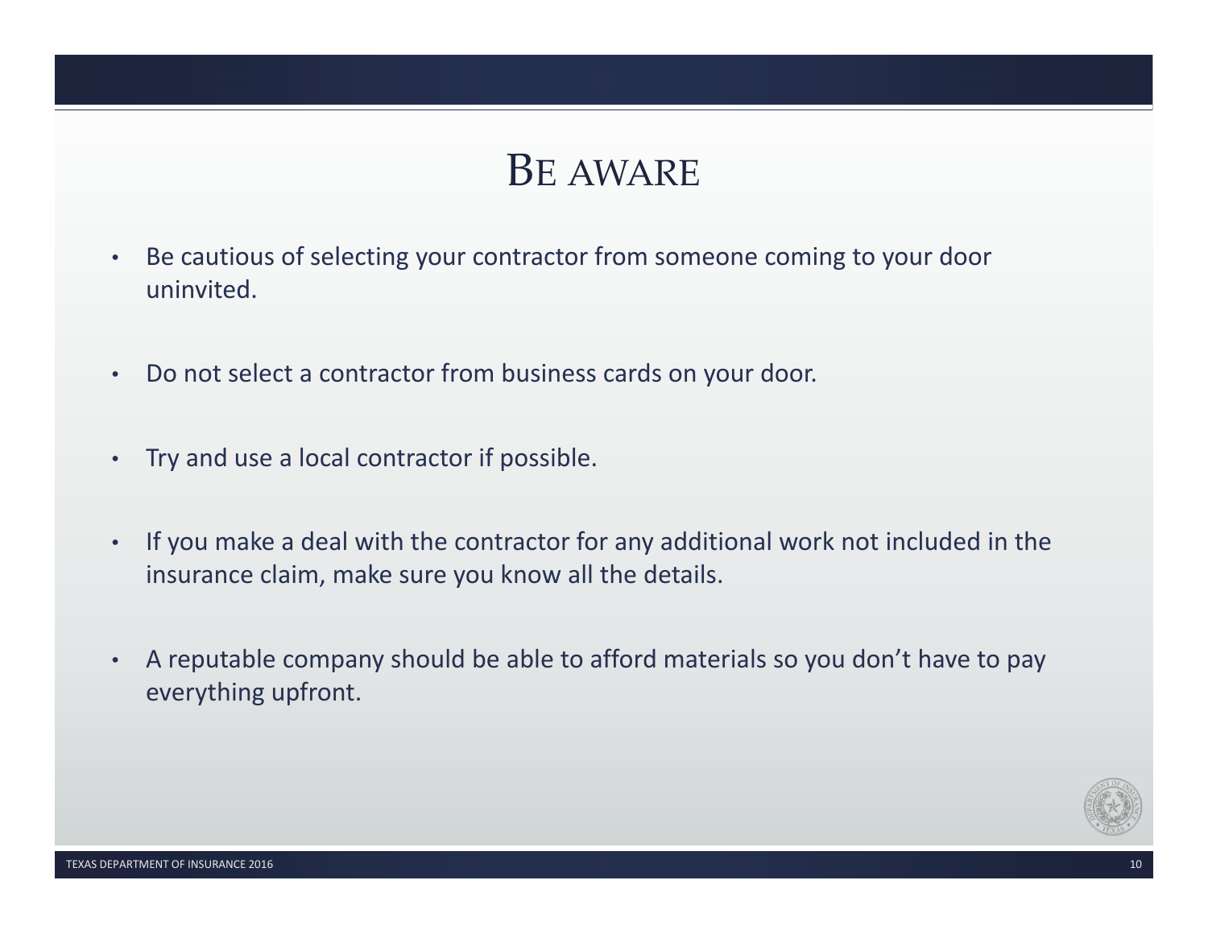# Be aware

- Be cautious of selecting your contractor from someone coming to your door uninvited.
- Do not select a contractor from business cards on your door.
- Try and use a local contractor if possible.
- If you make a deal with the contractor for any additional work not included in the insurance claim, make sure you know all the details.
- A reputable company should be able to afford materials so you don't have to pay everything upfront.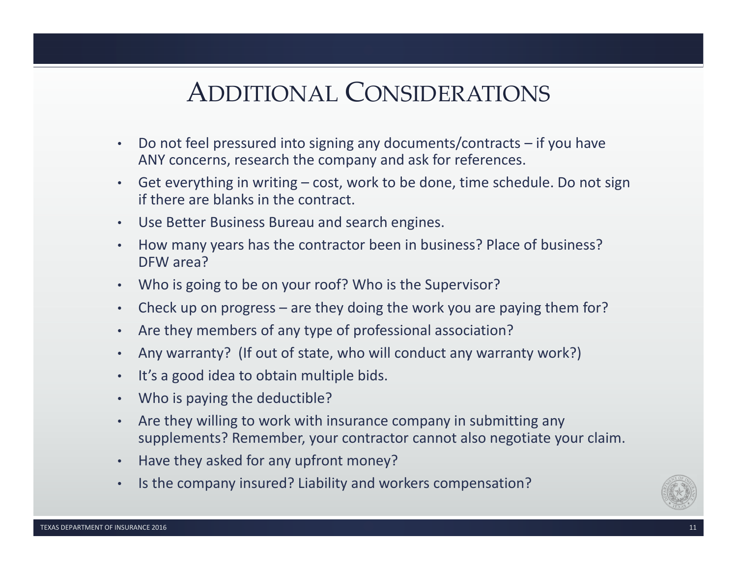# Additional Considerations

- Do not feel pressured into signing any documents/contracts – if you have ANY concerns, research the company and ask for references.
- Get everything in writing – cost, work to be done, time schedule. Do not sign if there are blanks in the contract.
- Use Better Business Bureau and search engines.
- How many years has the contractor been in business? Place of business? DFW area?
- Who is going to be on your roof? Who is the Supervisor?
- Check up on progress – are they doing the work you are paying them for?
- Are they members of any type of professional association?
- Any warranty? (If out of state, who will conduct any warranty work?)
- It's a good idea to obtain multiple bids.
- Who is paying the deductible?
- Are they willing to work with insurance company in submitting any supplements? Remember, your contractor cannot also negotiate your claim.
- Have they asked for any upfront money?
- Is the company insured? Liability and workers compensation?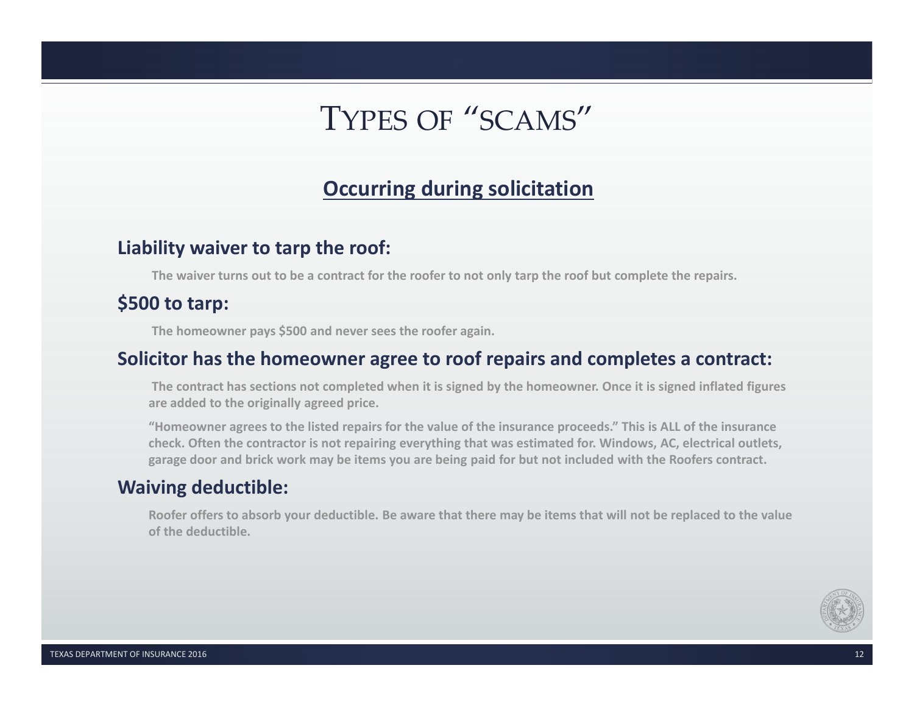# TYPES OF "SCAMS"

## Occurring during solicitation

### Liability waiver to tarp the roof:

The waiver turns out to be a contract for the roofer to not only tarp the roof but complete the repairs.

### $500 to tarp:

The homeowner pays $500 and never sees the roofer again.

### Solicitor has the homeowner agree to roof repairs and completes a contract:

The contract has sections not completed when it is signed by the homeowner. Once it is signed inflated figures are added to the originally agreed price.

"Homeowner agrees to the listed repairs for the value of the insurance proceeds." This is ALL of the insurance check. Often the contractor is not repairing everything that was estimated for. Windows, AC, electrical outlets, garage door and brick work may be items you are being paid for but not included with the Roofers contract.

### Waiving deductible:

Roofer offers to absorb your deductible. Be aware that there may be items that will not be replaced to the value of the deductible.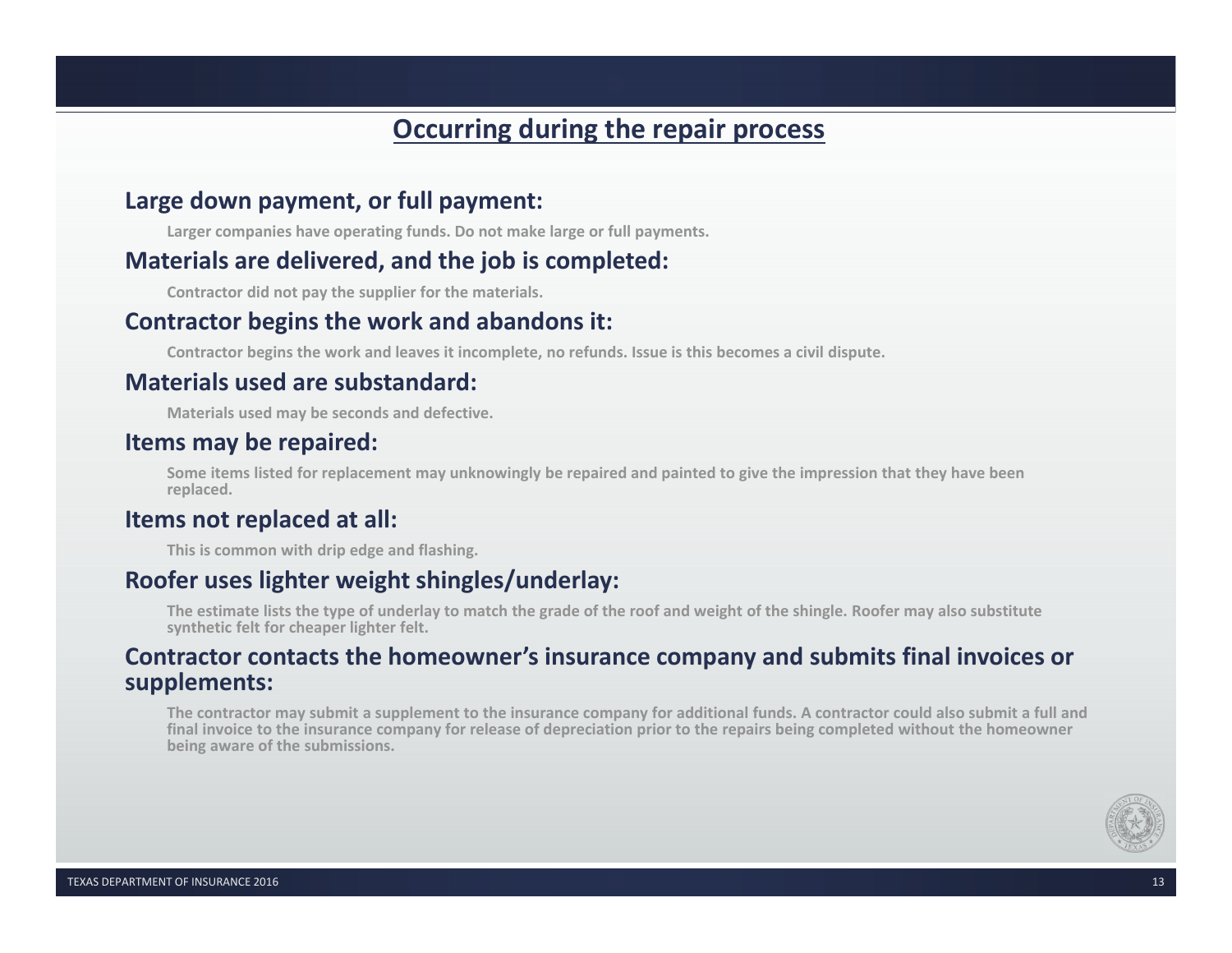# Occurring during the repair process

## Large down payment, or full payment:

Larger companies have operating funds. Do not make large or full payments.

## Materials are delivered, and the job is completed:

Contractor did not pay the supplier for the materials.

## Contractor begins the work and abandons it:

Contractor begins the work and leaves it incomplete, no refunds. Issue is this becomes a civil dispute.

## Materials used are substandard:

Materials used may be seconds and defective.

## Items may be repaired:

Some items listed for replacement may unknowingly be repaired and painted to give the impression that they have been replaced.

## Items not replaced at all:

This is common with drip edge and flashing.

## Roofer uses lighter weight shingles/underlay:

The estimate lists the type of underlay to match the grade of the roof and weight of the shingle. Roofer may also substitute synthetic felt for cheaper lighter felt.

## Contractor contacts the homeowner's insurance company and submits final invoices or supplements:

The contractor may submit a supplement to the insurance company for additional funds. A contractor could also submit a full and final invoice to the insurance company for release of depreciation prior to the repairs being completed without the homeowner being aware of the submissions.